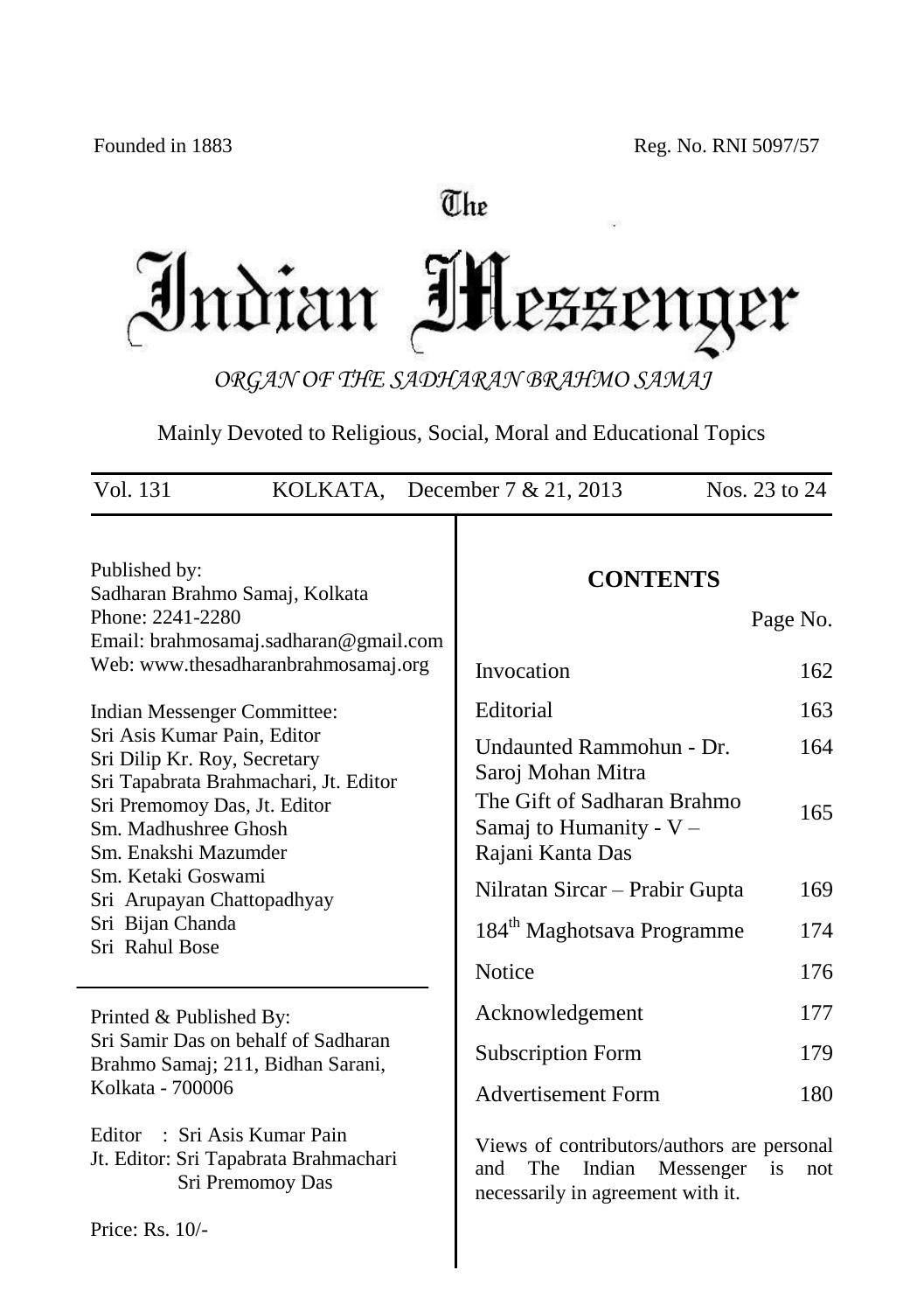Founded in 1883 Reg. No. RNI 5097/57

# The Indian Messenger

*ORGAN OF THE SADHARAN BRAHMO SAMAJ*

Mainly Devoted to Religious, Social, Moral and Educational Topics

Vol. 131 KOLKATA, December 7 & 21, 2013 Nos. 23 to 24

Published by:
Sadharan Brahmo Samaj, Kolkata
Phone: 2241-2280
Email: brahmosamaj.sadharan@gmail.com
Web: www.thesadharanbrahmosamaj.org

Indian Messenger Committee:
Sri Asis Kumar Pain, Editor
Sri Dilip Kr. Roy, Secretary
Sri Tapabrata Brahmachari, Jt. Editor
Sri Premomoy Das, Jt. Editor
Sm. Madhushree Ghosh
Sm. Enakshi Mazumder
Sm. Ketaki Goswami
Sri Arupayan Chattopadhyay
Sri Bijan Chanda
Sri Rahul Bose

Printed & Published By:
Sri Samir Das on behalf of Sadharan Brahmo Samaj; 211, Bidhan Sarani, Kolkata - 700006

Editor : Sri Asis Kumar Pain
Jt. Editor: Sri Tapabrata Brahmachari
Sri Premomoy Das

Price: Rs. 10/-

## CONTENTS

| | Page No. |
|---|---|
| Invocation | 162 |
| Editorial | 163 |
| Undaunted Rammohun - Dr. Saroj Mohan Mitra | 164 |
| The Gift of Sadharan Brahmo Samaj to Humanity - V – Rajani Kanta Das | 165 |
| Nilratan Sircar – Prabir Gupta | 169 |
| 184th Maghotsava Programme | 174 |
| Notice | 176 |
| Acknowledgement | 177 |
| Subscription Form | 179 |
| Advertisement Form | 180 |

Views of contributors/authors are personal and The Indian Messenger is not necessarily in agreement with it.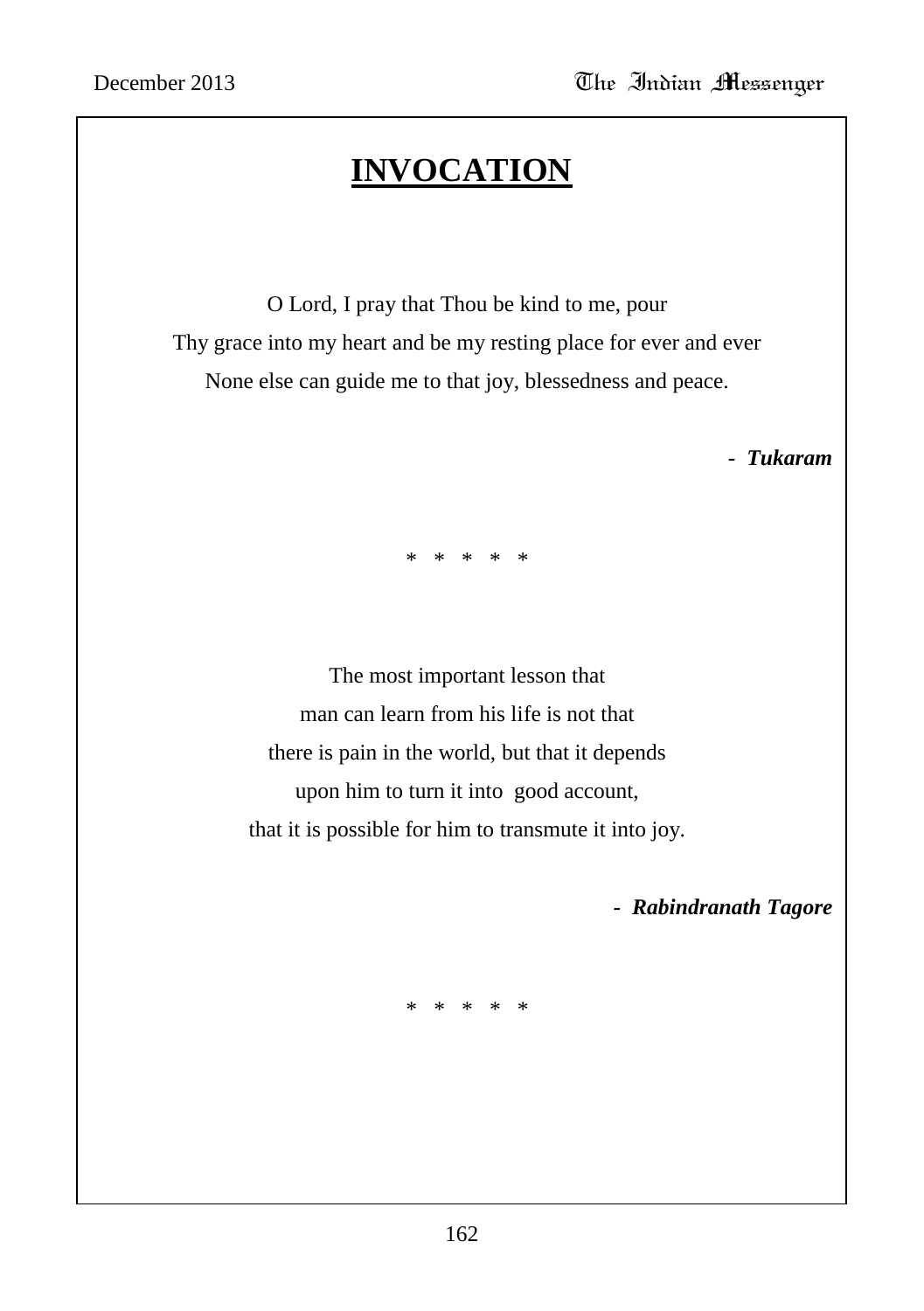# INVOCATION

O Lord, I pray that Thou be kind to me, pour
Thy grace into my heart and be my resting place for ever and ever
None else can guide me to that joy, blessedness and peace.

***- Tukaram***

\* \* \* \* \*

The most important lesson that
man can learn from his life is not that
there is pain in the world, but that it depends
upon him to turn it into good account,
that it is possible for him to transmute it into joy.

***- Rabindranath Tagore***

\* \* \* \* \*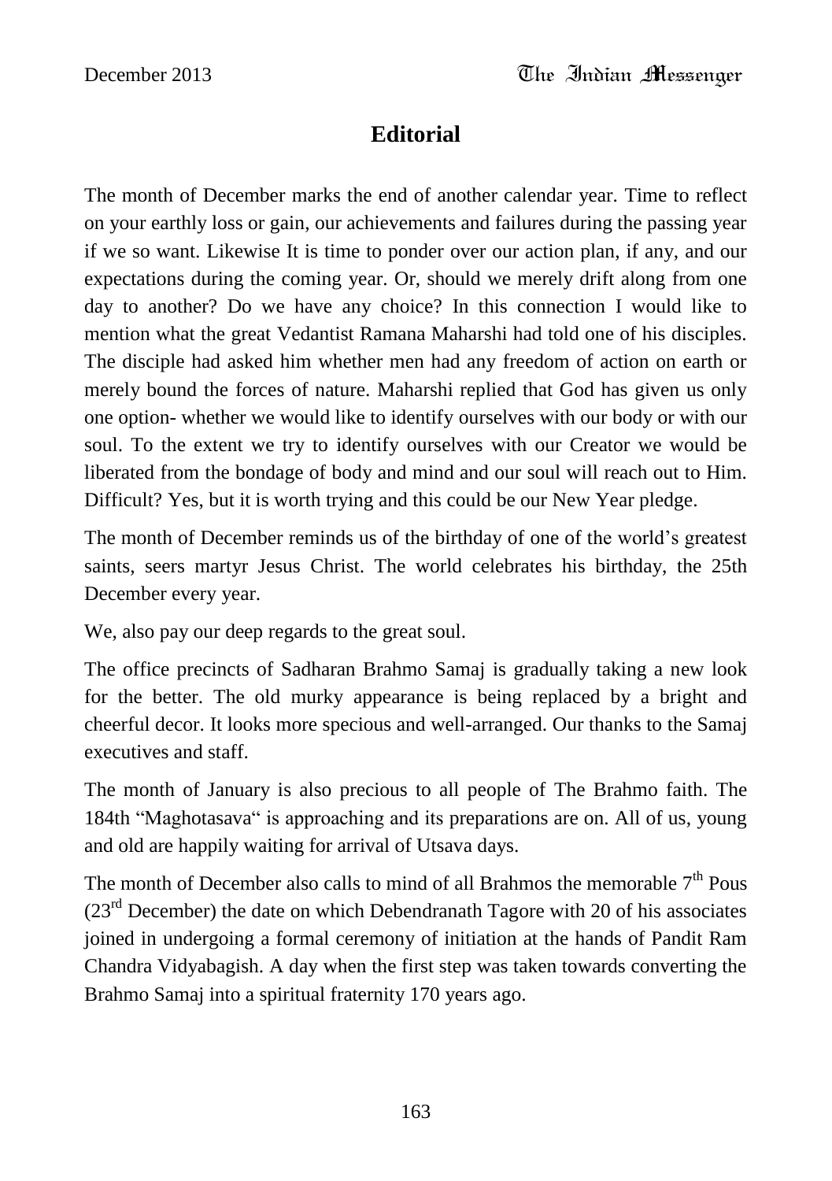# Editorial

The month of December marks the end of another calendar year. Time to reflect on your earthly loss or gain, our achievements and failures during the passing year if we so want. Likewise It is time to ponder over our action plan, if any, and our expectations during the coming year. Or, should we merely drift along from one day to another? Do we have any choice? In this connection I would like to mention what the great Vedantist Ramana Maharshi had told one of his disciples. The disciple had asked him whether men had any freedom of action on earth or merely bound the forces of nature. Maharshi replied that God has given us only one option- whether we would like to identify ourselves with our body or with our soul. To the extent we try to identify ourselves with our Creator we would be liberated from the bondage of body and mind and our soul will reach out to Him. Difficult? Yes, but it is worth trying and this could be our New Year pledge.

The month of December reminds us of the birthday of one of the world's greatest saints, seers martyr Jesus Christ. The world celebrates his birthday, the 25th December every year.

We, also pay our deep regards to the great soul.

The office precincts of Sadharan Brahmo Samaj is gradually taking a new look for the better. The old murky appearance is being replaced by a bright and cheerful decor. It looks more specious and well-arranged. Our thanks to the Samaj executives and staff.

The month of January is also precious to all people of The Brahmo faith. The 184th "Maghotasava" is approaching and its preparations are on. All of us, young and old are happily waiting for arrival of Utsava days.

The month of December also calls to mind of all Brahmos the memorable 7th Pous (23rd December) the date on which Debendranath Tagore with 20 of his associates joined in undergoing a formal ceremony of initiation at the hands of Pandit Ram Chandra Vidyabagish. A day when the first step was taken towards converting the Brahmo Samaj into a spiritual fraternity 170 years ago.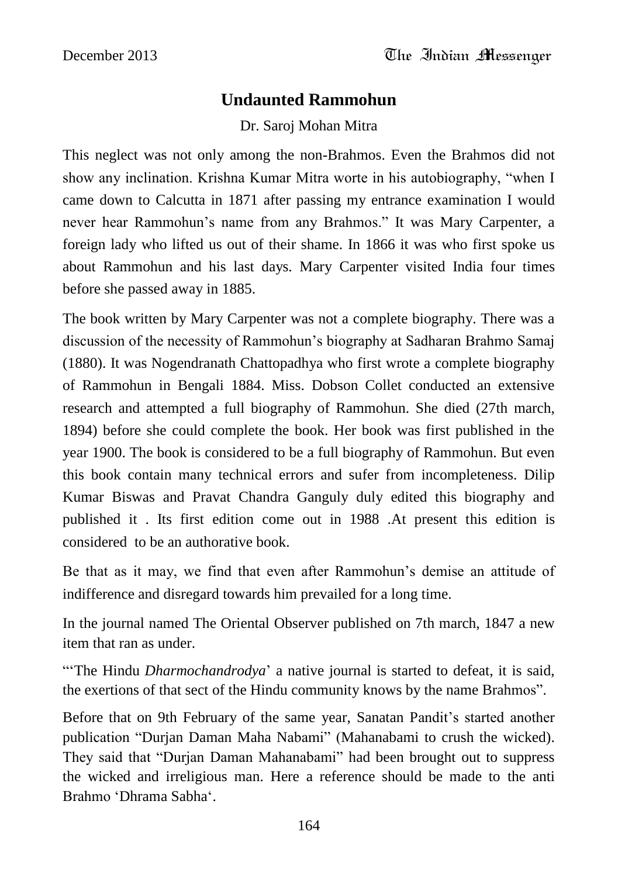## Undaunted Rammohun

Dr. Saroj Mohan Mitra

This neglect was not only among the non-Brahmos. Even the Brahmos did not show any inclination. Krishna Kumar Mitra worte in his autobiography, "when I came down to Calcutta in 1871 after passing my entrance examination I would never hear Rammohun's name from any Brahmos." It was Mary Carpenter, a foreign lady who lifted us out of their shame. In 1866 it was who first spoke us about Rammohun and his last days. Mary Carpenter visited India four times before she passed away in 1885.

The book written by Mary Carpenter was not a complete biography. There was a discussion of the necessity of Rammohun's biography at Sadharan Brahmo Samaj (1880). It was Nogendranath Chattopadhya who first wrote a complete biography of Rammohun in Bengali 1884. Miss. Dobson Collet conducted an extensive research and attempted a full biography of Rammohun. She died (27th march, 1894) before she could complete the book. Her book was first published in the year 1900. The book is considered to be a full biography of Rammohun. But even this book contain many technical errors and sufer from incompleteness. Dilip Kumar Biswas and Pravat Chandra Ganguly duly edited this biography and published it . Its first edition come out in 1988 .At present this edition is considered to be an authorative book.

Be that as it may, we find that even after Rammohun's demise an attitude of indifference and disregard towards him prevailed for a long time.

In the journal named The Oriental Observer published on 7th march, 1847 a new item that ran as under.

"'The Hindu *Dharmochandrodya*' a native journal is started to defeat, it is said, the exertions of that sect of the Hindu community knows by the name Brahmos".

Before that on 9th February of the same year, Sanatan Pandit's started another publication "Durjan Daman Maha Nabami" (Mahanabami to crush the wicked). They said that "Durjan Daman Mahanabami" had been brought out to suppress the wicked and irreligious man. Here a reference should be made to the anti Brahmo 'Dhrama Sabha'.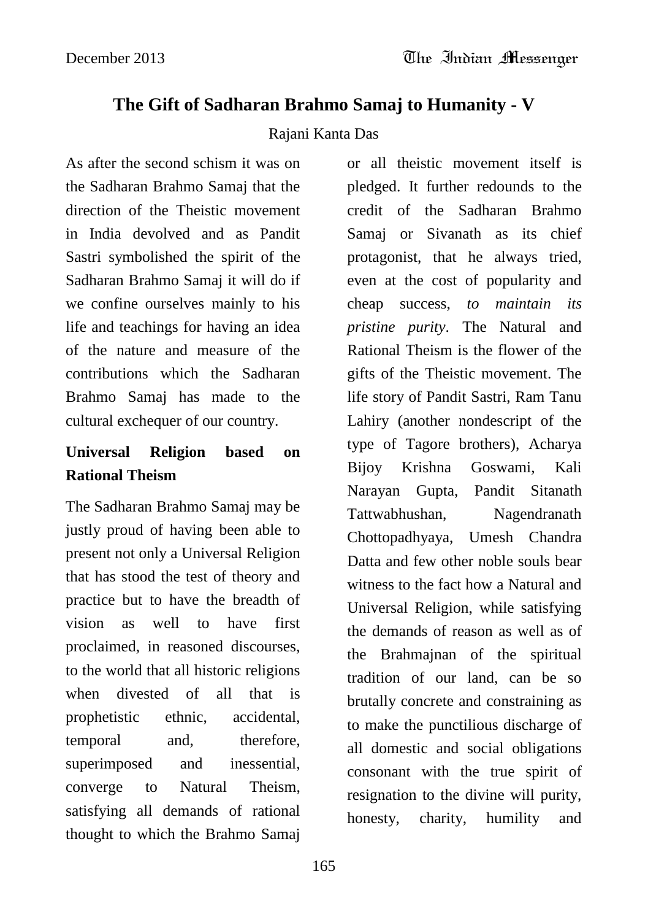## The Gift of Sadharan Brahmo Samaj to Humanity - V

Rajani Kanta Das

As after the second schism it was on the Sadharan Brahmo Samaj that the direction of the Theistic movement in India devolved and as Pandit Sastri symbolised the spirit of the Sadharan Brahmo Samaj it will do if we confine ourselves mainly to his life and teachings for having an idea of the nature and measure of the contributions which the Sadharan Brahmo Samaj has made to the cultural exchequer of our country.

### Universal Religion based on Rational Theism

The Sadharan Brahmo Samaj may be justly proud of having been able to present not only a Universal Religion that has stood the test of theory and practice but to have the breadth of vision as well to have first proclaimed, in reasoned discourses, to the world that all historic religions when divested of all that is prophetistic ethnic, accidental, temporal and, therefore, superimposed and inessential, converge to Natural Theism, satisfying all demands of rational thought to which the Brahmo Samaj or all theistic movement itself is pledged. It further redounds to the credit of the Sadharan Brahmo Samaj or Sivanath as its chief protagonist, that he always tried, even at the cost of popularity and cheap success, *to maintain its pristine purity*. The Natural and Rational Theism is the flower of the gifts of the Theistic movement. The life story of Pandit Sastri, Ram Tanu Lahiry (another nondescript of the type of Tagore brothers), Acharya Bijoy Krishna Goswami, Kali Narayan Gupta, Pandit Sitanath Tattwabhushan, Nagendranath Chottopadhyaya, Umesh Chandra Datta and few other noble souls bear witness to the fact how a Natural and Universal Religion, while satisfying the demands of reason as well as of the Brahmajnan of the spiritual tradition of our land, can be so brutally concrete and constraining as to make the punctilious discharge of all domestic and social obligations consonant with the true spirit of resignation to the divine will purity, honesty, charity, humility and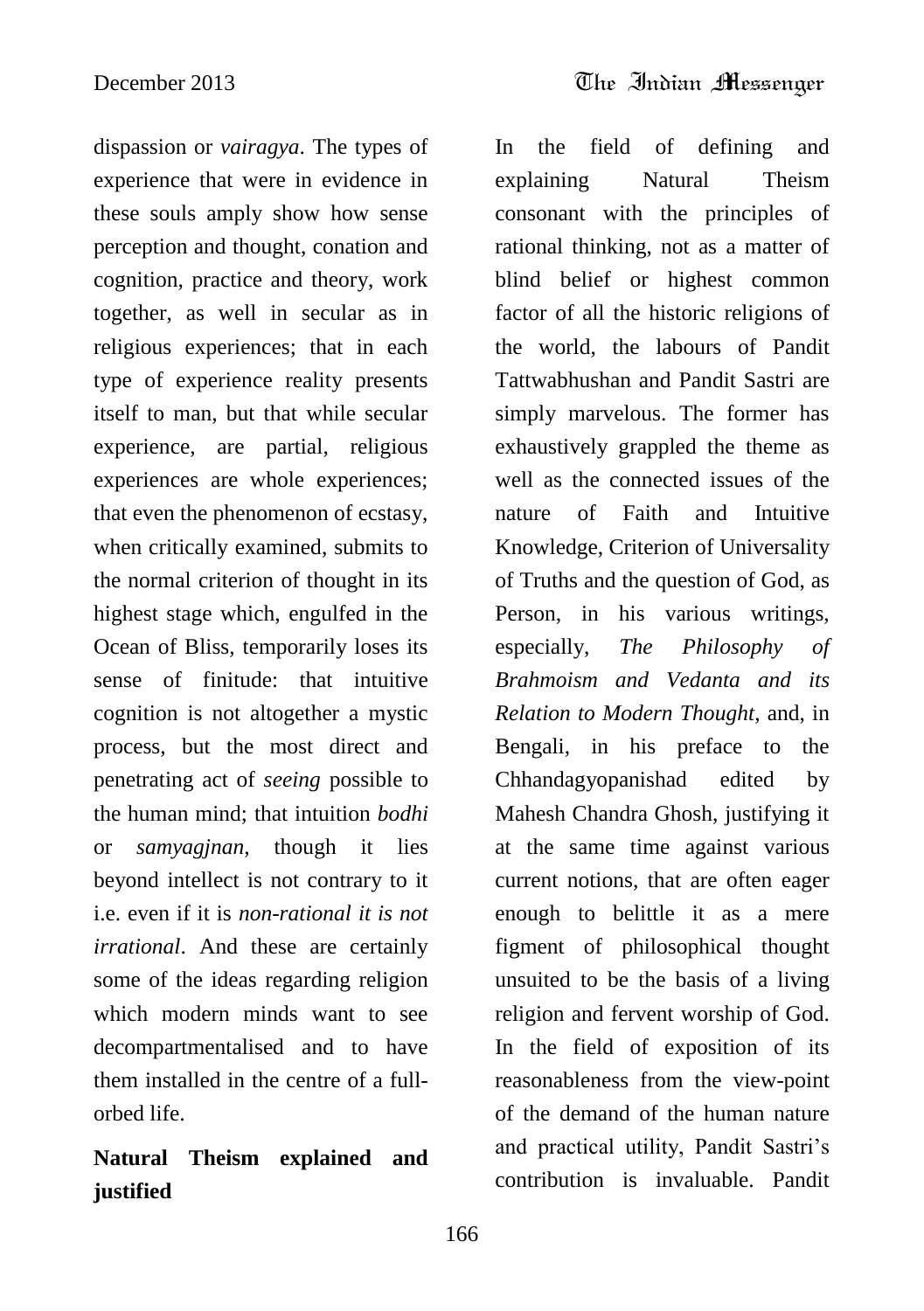dispassion or *vairagya*. The types of experience that were in evidence in these souls amply show how sense perception and thought, conation and cognition, practice and theory, work together, as well in secular as in religious experiences; that in each type of experience reality presents itself to man, but that while secular experience, are partial, religious experiences are whole experiences; that even the phenomenon of ecstasy, when critically examined, submits to the normal criterion of thought in its highest stage which, engulfed in the Ocean of Bliss, temporarily loses its sense of finitude: that intuitive cognition is not altogether a mystic process, but the most direct and penetrating act of *seeing* possible to the human mind; that intuition *bodhi* or *samyagjnan*, though it lies beyond intellect is not contrary to it i.e. even if it is *non-rational it is not irrational*. And these are certainly some of the ideas regarding religion which modern minds want to see decompartmentalised and to have them installed in the centre of a full-orbed life.

**Natural Theism explained and justified**

In the field of defining and explaining Natural Theism consonant with the principles of rational thinking, not as a matter of blind belief or highest common factor of all the historic religions of the world, the labours of Pandit Tattwabhushan and Pandit Sastri are simply marvelous. The former has exhaustively grappled the theme as well as the connected issues of the nature of Faith and Intuitive Knowledge, Criterion of Universality of Truths and the question of God, as Person, in his various writings, especially, *The Philosophy of Brahmoism and Vedanta and its Relation to Modern Thought*, and, in Bengali, in his preface to the Chhandagyopanishad edited by Mahesh Chandra Ghosh, justifying it at the same time against various current notions, that are often eager enough to belittle it as a mere figment of philosophical thought unsuited to be the basis of a living religion and fervent worship of God. In the field of exposition of its reasonableness from the view-point of the demand of the human nature and practical utility, Pandit Sastri's contribution is invaluable. Pandit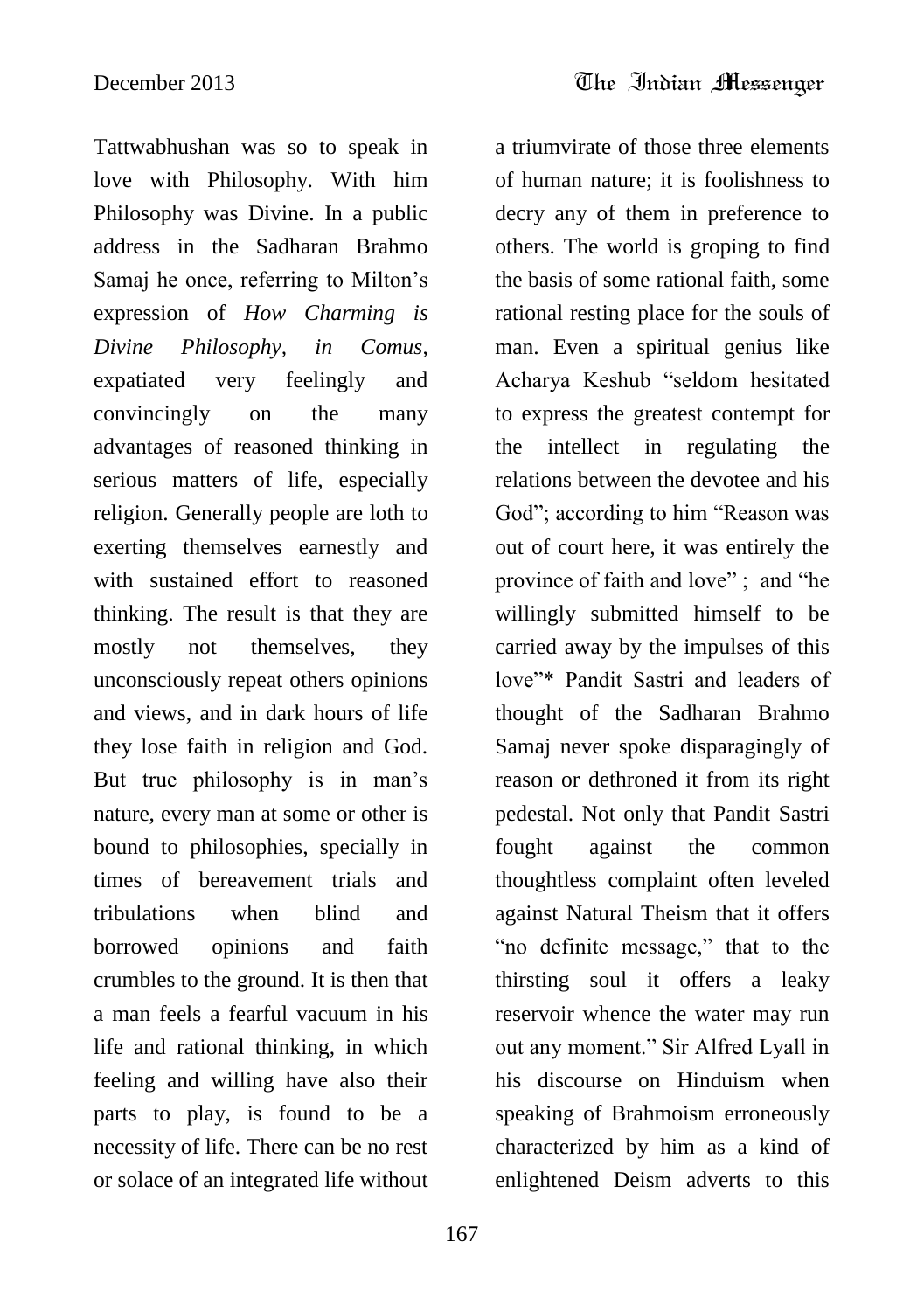Tattwabhushan was so to speak in love with Philosophy. With him Philosophy was Divine. In a public address in the Sadharan Brahmo Samaj he once, referring to Milton's expression of *How Charming is Divine Philosophy, in Comus,* expatiated very feelingly and convincingly on the many advantages of reasoned thinking in serious matters of life, especially religion. Generally people are loth to exerting themselves earnestly and with sustained effort to reasoned thinking. The result is that they are mostly not themselves, they unconsciously repeat others opinions and views, and in dark hours of life they lose faith in religion and God. But true philosophy is in man's nature, every man at some or other is bound to philosophies, specially in times of bereavement trials and tribulations when blind and borrowed opinions and faith crumbles to the ground. It is then that a man feels a fearful vacuum in his life and rational thinking, in which feeling and willing have also their parts to play, is found to be a necessity of life. There can be no rest or solace of an integrated life without a triumvirate of those three elements of human nature; it is foolishness to decry any of them in preference to others. The world is groping to find the basis of some rational faith, some rational resting place for the souls of man. Even a spiritual genius like Acharya Keshub "seldom hesitated to express the greatest contempt for the intellect in regulating the relations between the devotee and his God"; according to him "Reason was out of court here, it was entirely the province of faith and love" ; and "he willingly submitted himself to be carried away by the impulses of this love"* Pandit Sastri and leaders of thought of the Sadharan Brahmo Samaj never spoke disparagingly of reason or dethroned it from its right pedestal. Not only that Pandit Sastri fought against the common thoughtless complaint often leveled against Natural Theism that it offers "no definite message," that to the thirsting soul it offers a leaky reservoir whence the water may run out any moment." Sir Alfred Lyall in his discourse on Hinduism when speaking of Brahmoism erroneously characterized by him as a kind of enlightened Deism adverts to this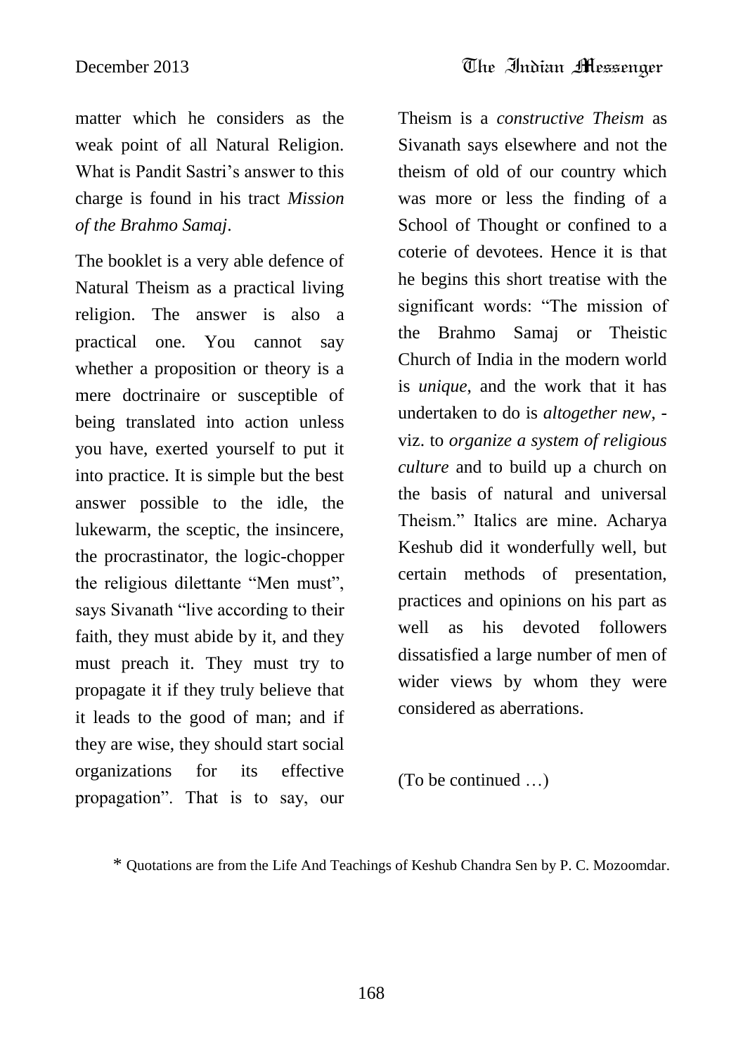matter which he considers as the weak point of all Natural Religion. What is Pandit Sastri's answer to this charge is found in his tract *Mission of the Brahmo Samaj*.

The booklet is a very able defence of Natural Theism as a practical living religion. The answer is also a practical one. You cannot say whether a proposition or theory is a mere doctrinaire or susceptible of being translated into action unless you have, exerted yourself to put it into practice. It is simple but the best answer possible to the idle, the lukewarm, the sceptic, the insincere, the procrastinator, the logic-chopper the religious dilettante "Men must", says Sivanath "live according to their faith, they must abide by it, and they must preach it. They must try to propagate it if they truly believe that it leads to the good of man; and if they are wise, they should start social organizations for its effective propagation". That is to say, our Theism is a *constructive Theism* as Sivanath says elsewhere and not the theism of old of our country which was more or less the finding of a School of Thought or confined to a coterie of devotees. Hence it is that he begins this short treatise with the significant words: "The mission of the Brahmo Samaj or Theistic Church of India in the modern world is *unique*, and the work that it has undertaken to do is *altogether new*, - viz. to *organize a system of religious culture* and to build up a church on the basis of natural and universal Theism." Italics are mine. Acharya Keshub did it wonderfully well, but certain methods of presentation, practices and opinions on his part as well as his devoted followers dissatisfied a large number of men of wider views by whom they were considered as aberrations.

(To be continued …)

* Quotations are from the Life And Teachings of Keshub Chandra Sen by P. C. Mozoomdar.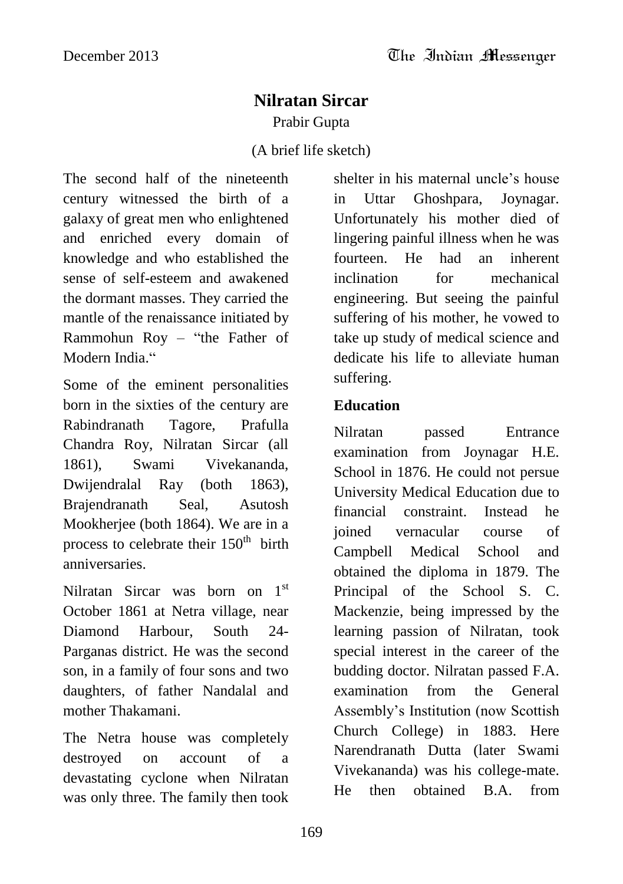# Nilratan Sircar

Prabir Gupta

(A brief life sketch)

The second half of the nineteenth century witnessed the birth of a galaxy of great men who enlightened and enriched every domain of knowledge and who established the sense of self-esteem and awakened the dormant masses. They carried the mantle of the renaissance initiated by Rammohun Roy – "the Father of Modern India."

Some of the eminent personalities born in the sixties of the century are Rabindranath Tagore, Prafulla Chandra Roy, Nilratan Sircar (all 1861), Swami Vivekananda, Dwijendralal Ray (both 1863), Brajendranath Seal, Asutosh Mookherjee (both 1864). We are in a process to celebrate their 150th birth anniversaries.

Nilratan Sircar was born on 1st October 1861 at Netra village, near Diamond Harbour, South 24-Parganas district. He was the second son, in a family of four sons and two daughters, of father Nandalal and mother Thakamani.

The Netra house was completely destroyed on account of a devastating cyclone when Nilratan was only three. The family then took shelter in his maternal uncle's house in Uttar Ghoshpara, Joynagar. Unfortunately his mother died of lingering painful illness when he was fourteen. He had an inherent inclination for mechanical engineering. But seeing the painful suffering of his mother, he vowed to take up study of medical science and dedicate his life to alleviate human suffering.

### Education

Nilratan passed Entrance examination from Joynagar H.E. School in 1876. He could not persue University Medical Education due to financial constraint. Instead he joined vernacular course of Campbell Medical School and obtained the diploma in 1879. The Principal of the School S. C. Mackenzie, being impressed by the learning passion of Nilratan, took special interest in the career of the budding doctor. Nilratan passed F.A. examination from the General Assembly's Institution (now Scottish Church College) in 1883. Here Narendranath Dutta (later Swami Vivekananda) was his college-mate. He then obtained B.A. from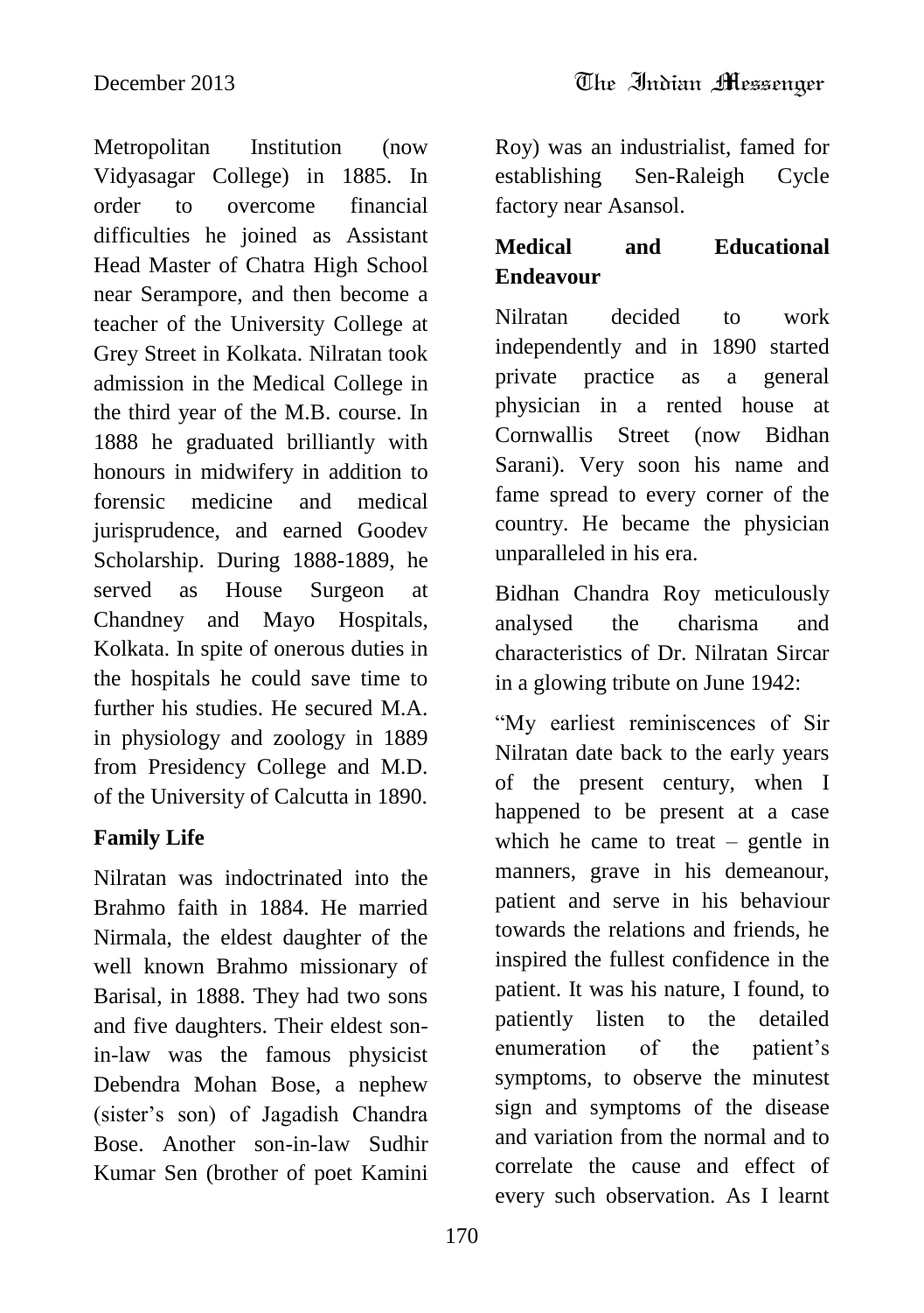Metropolitan Institution (now Vidyasagar College) in 1885. In order to overcome financial difficulties he joined as Assistant Head Master of Chatra High School near Serampore, and then become a teacher of the University College at Grey Street in Kolkata. Nilratan took admission in the Medical College in the third year of the M.B. course. In 1888 he graduated brilliantly with honours in midwifery in addition to forensic medicine and medical jurisprudence, and earned Goodev Scholarship. During 1888-1889, he served as House Surgeon at Chandney and Mayo Hospitals, Kolkata. In spite of onerous duties in the hospitals he could save time to further his studies. He secured M.A. in physiology and zoology in 1889 from Presidency College and M.D. of the University of Calcutta in 1890.

## Family Life

Nilratan was indoctrinated into the Brahmo faith in 1884. He married Nirmala, the eldest daughter of the well known Brahmo missionary of Barisal, in 1888. They had two sons and five daughters. Their eldest son-in-law was the famous physicist Debendra Mohan Bose, a nephew (sister's son) of Jagadish Chandra Bose. Another son-in-law Sudhir Kumar Sen (brother of poet Kamini Roy) was an industrialist, famed for establishing Sen-Raleigh Cycle factory near Asansol.

## Medical and Educational Endeavour

Nilratan decided to work independently and in 1890 started private practice as a general physician in a rented house at Cornwallis Street (now Bidhan Sarani). Very soon his name and fame spread to every corner of the country. He became the physician unparalleled in his era.

Bidhan Chandra Roy meticulously analysed the charisma and characteristics of Dr. Nilratan Sircar in a glowing tribute on June 1942:

"My earliest reminiscences of Sir Nilratan date back to the early years of the present century, when I happened to be present at a case which he came to treat – gentle in manners, grave in his demeanour, patient and serve in his behaviour towards the relations and friends, he inspired the fullest confidence in the patient. It was his nature, I found, to patiently listen to the detailed enumeration of the patient's symptoms, to observe the minutest sign and symptoms of the disease and variation from the normal and to correlate the cause and effect of every such observation. As I learnt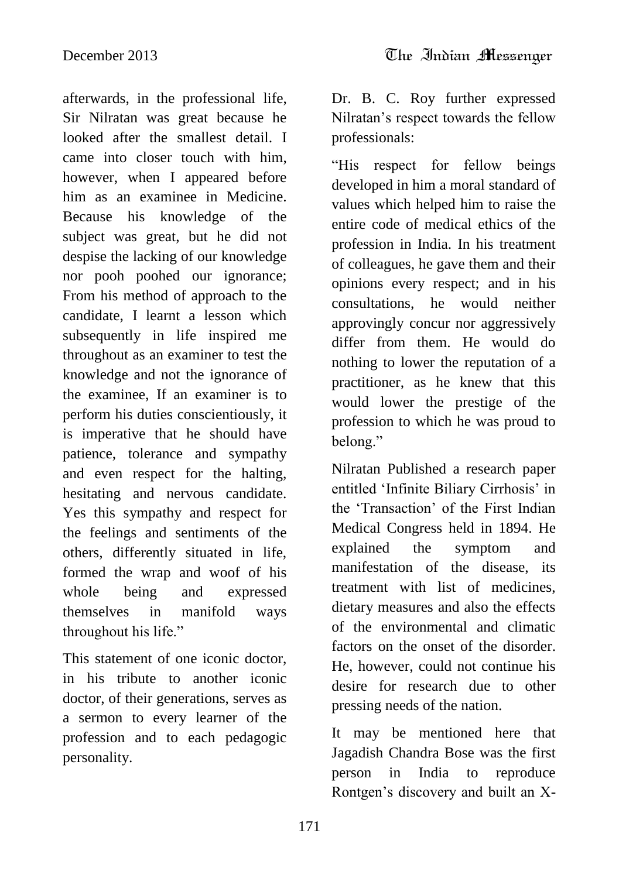afterwards, in the professional life, Sir Nilratan was great because he looked after the smallest detail. I came into closer touch with him, however, when I appeared before him as an examinee in Medicine. Because his knowledge of the subject was great, but he did not despise the lacking of our knowledge nor pooh poohed our ignorance; From his method of approach to the candidate, I learnt a lesson which subsequently in life inspired me throughout as an examiner to test the knowledge and not the ignorance of the examinee, If an examiner is to perform his duties conscientiously, it is imperative that he should have patience, tolerance and sympathy and even respect for the halting, hesitating and nervous candidate. Yes this sympathy and respect for the feelings and sentiments of the others, differently situated in life, formed the wrap and woof of his whole being and expressed themselves in manifold ways throughout his life."

This statement of one iconic doctor, in his tribute to another iconic doctor, of their generations, serves as a sermon to every learner of the profession and to each pedagogic personality.

Dr. B. C. Roy further expressed Nilratan's respect towards the fellow professionals:

"His respect for fellow beings developed in him a moral standard of values which helped him to raise the entire code of medical ethics of the profession in India. In his treatment of colleagues, he gave them and their opinions every respect; and in his consultations, he would neither approvingly concur nor aggressively differ from them. He would do nothing to lower the reputation of a practitioner, as he knew that this would lower the prestige of the profession to which he was proud to belong."

Nilratan Published a research paper entitled 'Infinite Biliary Cirrhosis' in the 'Transaction' of the First Indian Medical Congress held in 1894. He explained the symptom and manifestation of the disease, its treatment with list of medicines, dietary measures and also the effects of the environmental and climatic factors on the onset of the disorder. He, however, could not continue his desire for research due to other pressing needs of the nation.

It may be mentioned here that Jagadish Chandra Bose was the first person in India to reproduce Rontgen's discovery and built an X-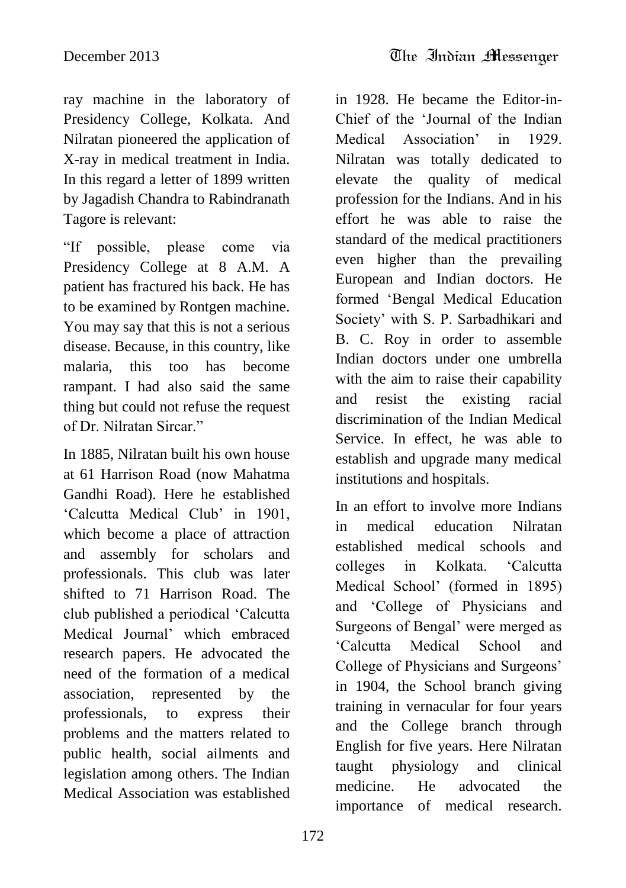ray machine in the laboratory of Presidency College, Kolkata. And Nilratan pioneered the application of X-ray in medical treatment in India. In this regard a letter of 1899 written by Jagadish Chandra to Rabindranath Tagore is relevant:

"If possible, please come via Presidency College at 8 A.M. A patient has fractured his back. He has to be examined by Rontgen machine. You may say that this is not a serious disease. Because, in this country, like malaria, this too has become rampant. I had also said the same thing but could not refuse the request of Dr. Nilratan Sircar."

In 1885, Nilratan built his own house at 61 Harrison Road (now Mahatma Gandhi Road). Here he established 'Calcutta Medical Club' in 1901, which become a place of attraction and assembly for scholars and professionals. This club was later shifted to 71 Harrison Road. The club published a periodical 'Calcutta Medical Journal' which embraced research papers. He advocated the need of the formation of a medical association, represented by the professionals, to express their problems and the matters related to public health, social ailments and legislation among others. The Indian Medical Association was established in 1928. He became the Editor-in-Chief of the 'Journal of the Indian Medical Association' in 1929. Nilratan was totally dedicated to elevate the quality of medical profession for the Indians. And in his effort he was able to raise the standard of the medical practitioners even higher than the prevailing European and Indian doctors. He formed 'Bengal Medical Education Society' with S. P. Sarbadhikari and B. C. Roy in order to assemble Indian doctors under one umbrella with the aim to raise their capability and resist the existing racial discrimination of the Indian Medical Service. In effect, he was able to establish and upgrade many medical institutions and hospitals.

In an effort to involve more Indians in medical education Nilratan established medical schools and colleges in Kolkata. 'Calcutta Medical School' (formed in 1895) and 'College of Physicians and Surgeons of Bengal' were merged as 'Calcutta Medical School and College of Physicians and Surgeons' in 1904, the School branch giving training in vernacular for four years and the College branch through English for five years. Here Nilratan taught physiology and clinical medicine. He advocated the importance of medical research.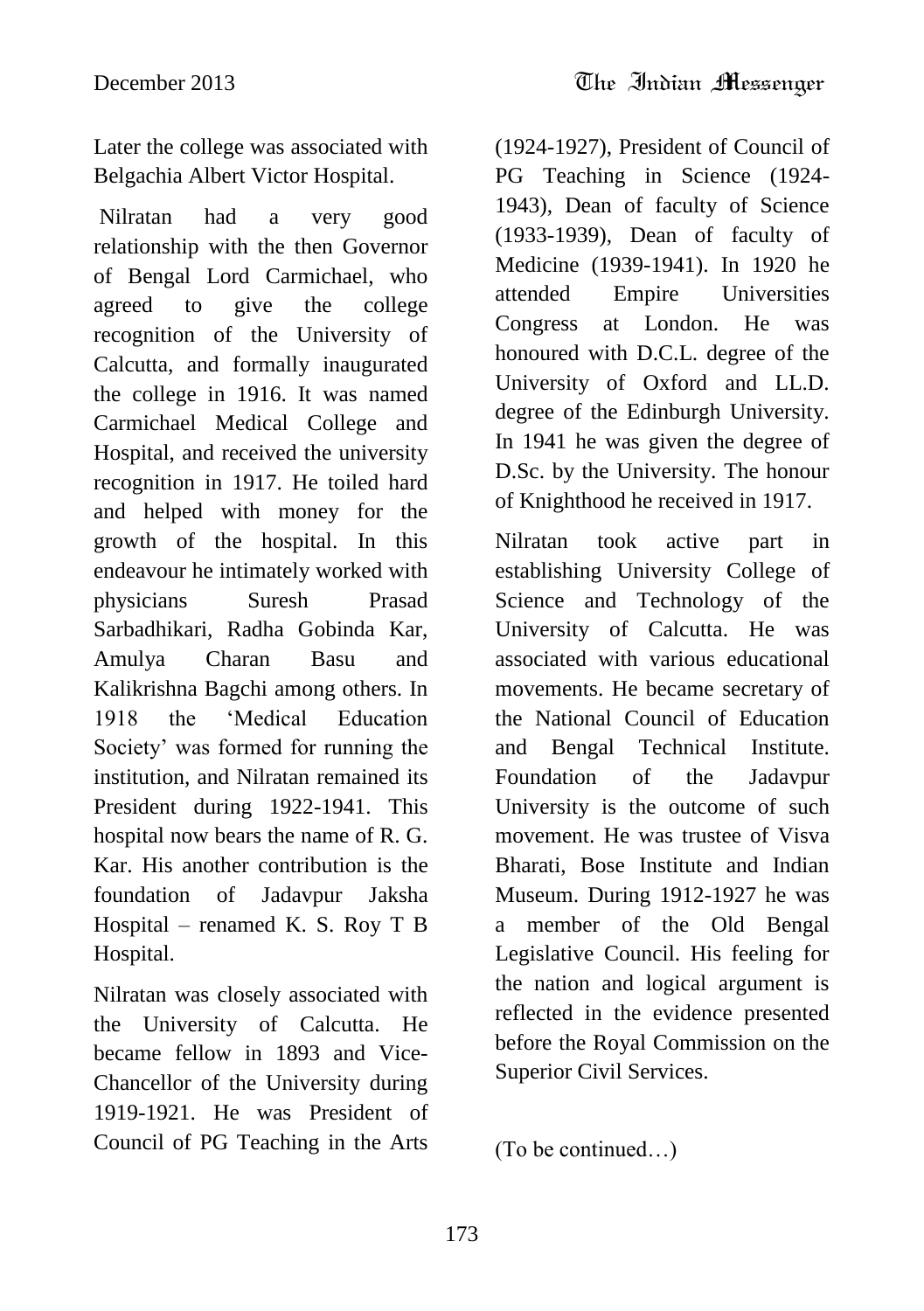Later the college was associated with Belgachia Albert Victor Hospital.

Nilratan had a very good relationship with the then Governor of Bengal Lord Carmichael, who agreed to give the college recognition of the University of Calcutta, and formally inaugurated the college in 1916. It was named Carmichael Medical College and Hospital, and received the university recognition in 1917. He toiled hard and helped with money for the growth of the hospital. In this endeavour he intimately worked with physicians Suresh Prasad Sarbadhikari, Radha Gobinda Kar, Amulya Charan Basu and Kalikrishna Bagchi among others. In 1918 the 'Medical Education Society' was formed for running the institution, and Nilratan remained its President during 1922-1941. This hospital now bears the name of R. G. Kar. His another contribution is the foundation of Jadavpur Jaksha Hospital – renamed K. S. Roy T B Hospital.

Nilratan was closely associated with the University of Calcutta. He became fellow in 1893 and Vice-Chancellor of the University during 1919-1921. He was President of Council of PG Teaching in the Arts (1924-1927), President of Council of PG Teaching in Science (1924-1943), Dean of faculty of Science (1933-1939), Dean of faculty of Medicine (1939-1941). In 1920 he attended Empire Universities Congress at London. He was honoured with D.C.L. degree of the University of Oxford and LL.D. degree of the Edinburgh University. In 1941 he was given the degree of D.Sc. by the University. The honour of Knighthood he received in 1917.

Nilratan took active part in establishing University College of Science and Technology of the University of Calcutta. He was associated with various educational movements. He became secretary of the National Council of Education and Bengal Technical Institute. Foundation of the Jadavpur University is the outcome of such movement. He was trustee of Visva Bharati, Bose Institute and Indian Museum. During 1912-1927 he was a member of the Old Bengal Legislative Council. His feeling for the nation and logical argument is reflected in the evidence presented before the Royal Commission on the Superior Civil Services.

(To be continued…)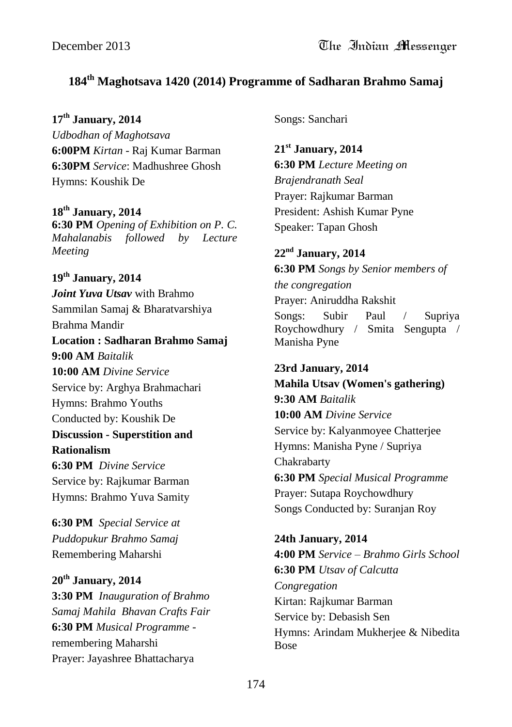## 184th Maghotsava 1420 (2014) Programme of Sadharan Brahmo Samaj

**17th January, 2014**
*Udbodhan of Maghotsava*
**6:00PM** *Kirtan* - Raj Kumar Barman
**6:30PM** *Service*: Madhushree Ghosh
Hymns: Koushik De

**18th January, 2014**
**6:30 PM** *Opening of Exhibition on P. C. Mahalanabis followed by Lecture Meeting*

**19th January, 2014**
***Joint Yuva Utsav*** with Brahmo Sammilan Samaj & Bharatvarshiya Brahma Mandir
**Location : Sadharan Brahmo Samaj**
**9:00 AM** *Baitalik*
**10:00 AM** *Divine Service*
Service by: Arghya Brahmachari
Hymns: Brahmo Youths
Conducted by: Koushik De
**Discussion - Superstition and Rationalism**
**6:30 PM** *Divine Service*
Service by: Rajkumar Barman
Hymns: Brahmo Yuva Samity

**6:30 PM** *Special Service at Puddopukur Brahmo Samaj*
Remembering Maharshi

**20th January, 2014**
**3:30 PM** *Inauguration of Brahmo Samaj Mahila Bhavan Crafts Fair*
**6:30 PM** *Musical Programme* - remembering Maharshi
Prayer: Jayashree Bhattacharya
Songs: Sanchari

**21st January, 2014**
**6:30 PM** *Lecture Meeting on Brajendranath Seal*
Prayer: Rajkumar Barman
President: Ashish Kumar Pyne
Speaker: Tapan Ghosh

**22nd January, 2014**
**6:30 PM** *Songs by Senior members of the congregation*
Prayer: Aniruddha Rakshit
Songs: Subir Paul / Supriya Roychowdhury / Smita Sengupta / Manisha Pyne

**23rd January, 2014**
**Mahila Utsav (Women's gathering)**
**9:30 AM** *Baitalik*
**10:00 AM** *Divine Service*
Service by: Kalyanmoyee Chatterjee
Hymns: Manisha Pyne / Supriya Chakrabarty
**6:30 PM** *Special Musical Programme*
Prayer: Sutapa Roychowdhury
Songs Conducted by: Suranjan Roy

**24th January, 2014**
**4:00 PM** *Service – Brahmo Girls School*
**6:30 PM** *Utsav of Calcutta Congregation*
Kirtan: Rajkumar Barman
Service by: Debasish Sen
Hymns: Arindam Mukherjee & Nibedita Bose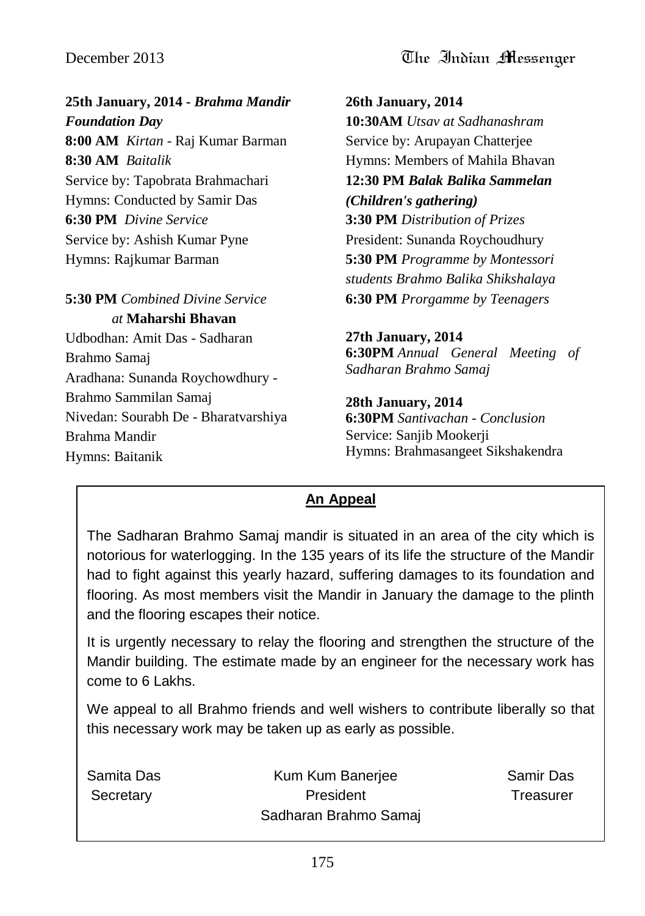**25th January, 2014 -** ***Brahma Mandir Foundation Day***

**8:00 AM** *Kirtan* - Raj Kumar Barman

**8:30 AM** *Baitalik*

Service by: Tapobrata Brahmachari

Hymns: Conducted by Samir Das

**6:30 PM** *Divine Service*

Service by: Ashish Kumar Pyne

Hymns: Rajkumar Barman

**5:30 PM** *Combined Divine Service at* **Maharshi Bhavan**

Udbodhan: Amit Das - Sadharan Brahmo Samaj

Aradhana: Sunanda Roychowdhury - Brahmo Sammilan Samaj

Nivedan: Sourabh De - Bharatvarshiya Brahma Mandir

Hymns: Baitanik

**26th January, 2014**

**10:30AM** *Utsav at Sadhanashram*

Service by: Arupayan Chatterjee

Hymns: Members of Mahila Bhavan

**12:30 PM** ***Balak Balika Sammelan (Children's gathering)***

**3:30 PM** *Distribution of Prizes*

President: Sunanda Roychoudhury

**5:30 PM** *Programme by Montessori students Brahmo Balika Shikshalaya*

**6:30 PM** *Prorgamme by Teenagers*

**27th January, 2014**

**6:30PM** *Annual General Meeting of Sadharan Brahmo Samaj*

**28th January, 2014**

**6:30PM** *Santivachan - Conclusion*

Service: Sanjib Mookerji

Hymns: Brahmasangeet Sikshakendra

## An Appeal

The Sadharan Brahmo Samaj mandir is situated in an area of the city which is notorious for waterlogging. In the 135 years of its life the structure of the Mandir had to fight against this yearly hazard, suffering damages to its foundation and flooring. As most members visit the Mandir in January the damage to the plinth and the flooring escapes their notice.

It is urgently necessary to relay the flooring and strengthen the structure of the Mandir building. The estimate made by an engineer for the necessary work has come to 6 Lakhs.

We appeal to all Brahmo friends and well wishers to contribute liberally so that this necessary work may be taken up as early as possible.

| Samita Das | Kum Kum Banerjee | Samir Das |
|---|---|---|
| Secretary | President | Treasurer |

Sadharan Brahmo Samaj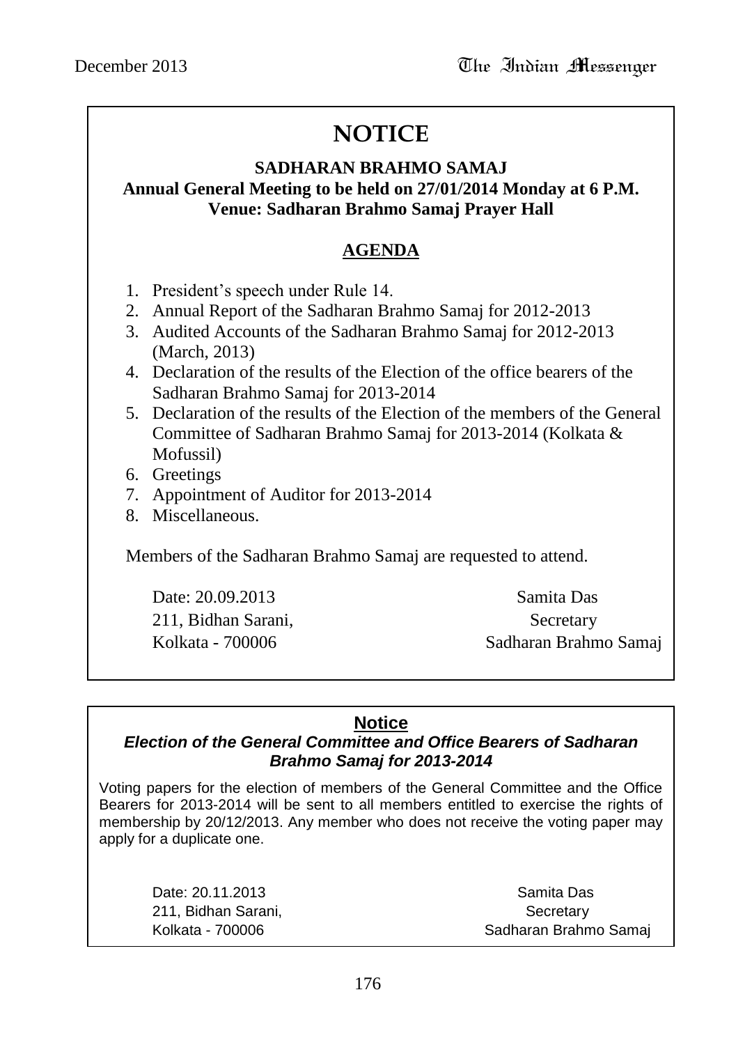# NOTICE

**SADHARAN BRAHMO SAMAJ**
**Annual General Meeting to be held on 27/01/2014 Monday at 6 P.M.**
**Venue: Sadharan Brahmo Samaj Prayer Hall**

## AGENDA

1. President's speech under Rule 14.
2. Annual Report of the Sadharan Brahmo Samaj for 2012-2013
3. Audited Accounts of the Sadharan Brahmo Samaj for 2012-2013 (March, 2013)
4. Declaration of the results of the Election of the office bearers of the Sadharan Brahmo Samaj for 2013-2014
5. Declaration of the results of the Election of the members of the General Committee of Sadharan Brahmo Samaj for 2013-2014 (Kolkata & Mofussil)
6. Greetings
7. Appointment of Auditor for 2013-2014
8. Miscellaneous.

Members of the Sadharan Brahmo Samaj are requested to attend.

Date: 20.09.2013
211, Bidhan Sarani,
Kolkata - 700006

Samita Das
Secretary
Sadharan Brahmo Samaj

---

## Notice

***Election of the General Committee and Office Bearers of Sadharan Brahmo Samaj for 2013-2014***

Voting papers for the election of members of the General Committee and the Office Bearers for 2013-2014 will be sent to all members entitled to exercise the rights of membership by 20/12/2013. Any member who does not receive the voting paper may apply for a duplicate one.

Date: 20.11.2013
211, Bidhan Sarani,
Kolkata - 700006

Samita Das
Secretary
Sadharan Brahmo Samaj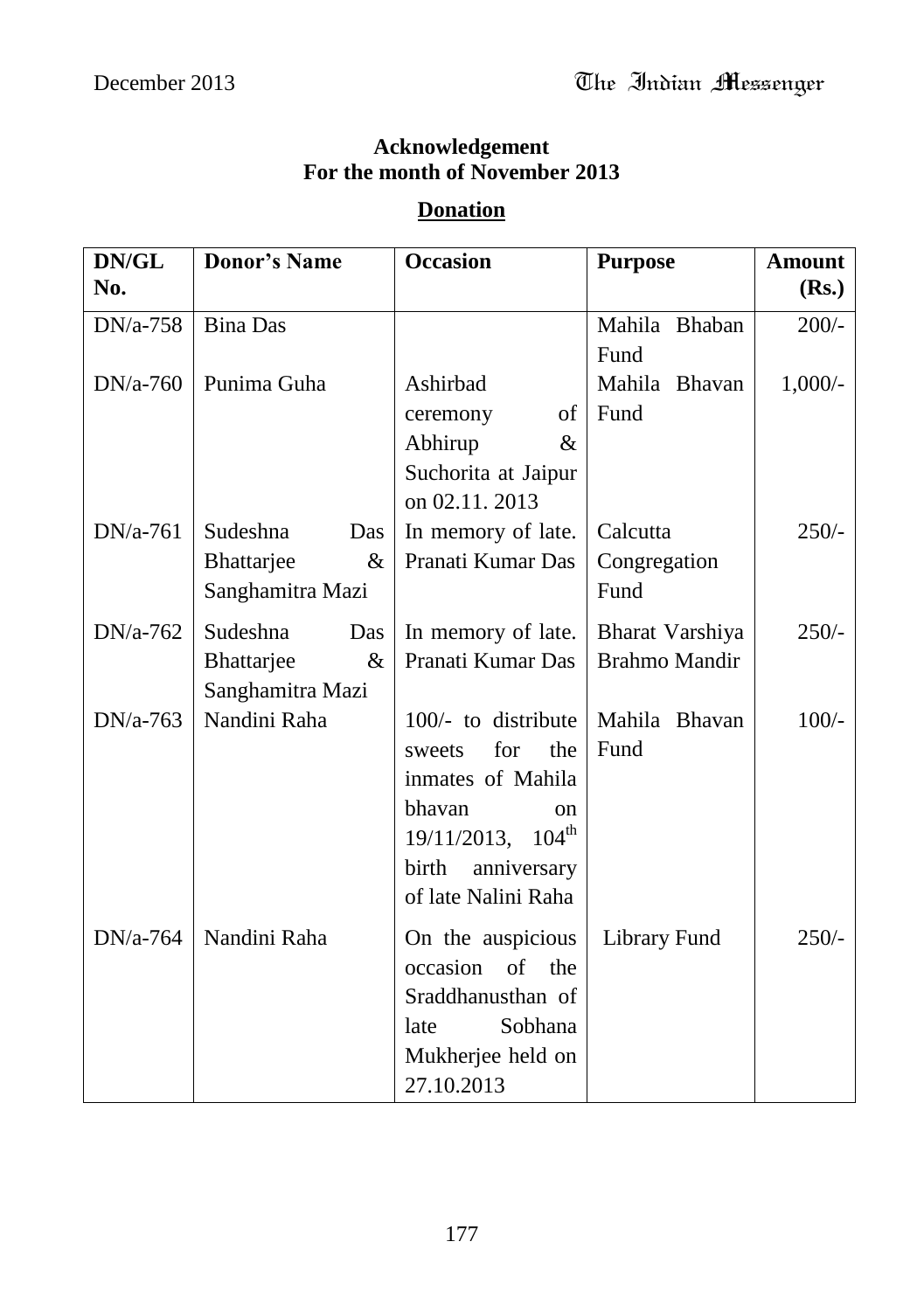**Acknowledgement**
**For the month of November 2013**

**Donation**

| DN/GL No. | Donor's Name | Occasion | Purpose | Amount (Rs.) |
|---|---|---|---|---|
| DN/a-758 | Bina Das | | Mahila Bhaban Fund | 200/- |
| DN/a-760 | Punima Guha | Ashirbad ceremony of Abhirup & Suchorita at Jaipur on 02.11. 2013 | Mahila Bhavan Fund | 1,000/- |
| DN/a-761 | Sudeshna Das Bhattarjee & Sanghamitra Mazi | In memory of late. Pranati Kumar Das | Calcutta Congregation Fund | 250/- |
| DN/a-762 | Sudeshna Das Bhattarjee & Sanghamitra Mazi | In memory of late. Pranati Kumar Das | Bharat Varshiya Brahmo Mandir | 250/- |
| DN/a-763 | Nandini Raha | 100/- to distribute sweets for the inmates of Mahila bhavan on 19/11/2013, 104th birth anniversary of late Nalini Raha | Mahila Bhavan Fund | 100/- |
| DN/a-764 | Nandini Raha | On the auspicious occasion of the Sraddhanusthan of late Sobhana Mukherjee held on 27.10.2013 | Library Fund | 250/- |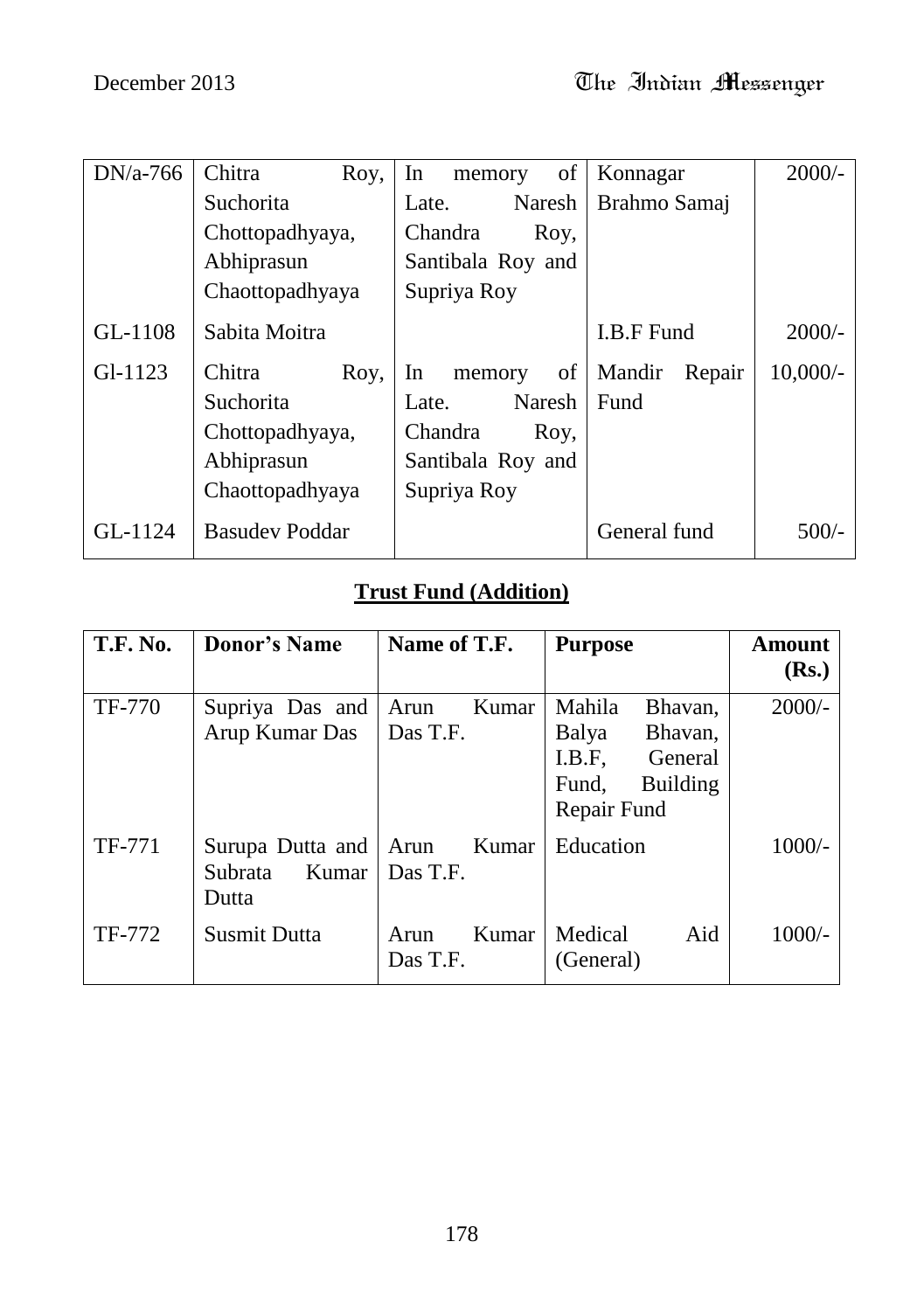| | | | | |
|---|---|---|---|---|
| DN/a-766 | Chitra Roy, Suchorita Chottopadhyaya, Abhiprasun Chaottopadhyaya | In memory of Late. Naresh Chandra Roy, Santibala Roy and Supriya Roy | Konnagar Brahmo Samaj | 2000/- |
| GL-1108 | Sabita Moitra | | I.B.F Fund | 2000/- |
| Gl-1123 | Chitra Roy, Suchorita Chottopadhyaya, Abhiprasun Chaottopadhyaya | In memory of Late. Naresh Chandra Roy, Santibala Roy and Supriya Roy | Mandir Repair Fund | 10,000/- |
| GL-1124 | Basudev Poddar | | General fund | 500/- |

## Trust Fund (Addition)

| T.F. No. | Donor's Name | Name of T.F. | Purpose | Amount (Rs.) |
|---|---|---|---|---|
| TF-770 | Supriya Das and Arup Kumar Das | Arun Kumar Das T.F. | Mahila Bhavan, Balya Bhavan, I.B.F, General Fund, Building Repair Fund | 2000/- |
| TF-771 | Surupa Dutta and Subrata Kumar Dutta | Arun Kumar Das T.F. | Education | 1000/- |
| TF-772 | Susmit Dutta | Arun Kumar Das T.F. | Medical Aid (General) | 1000/- |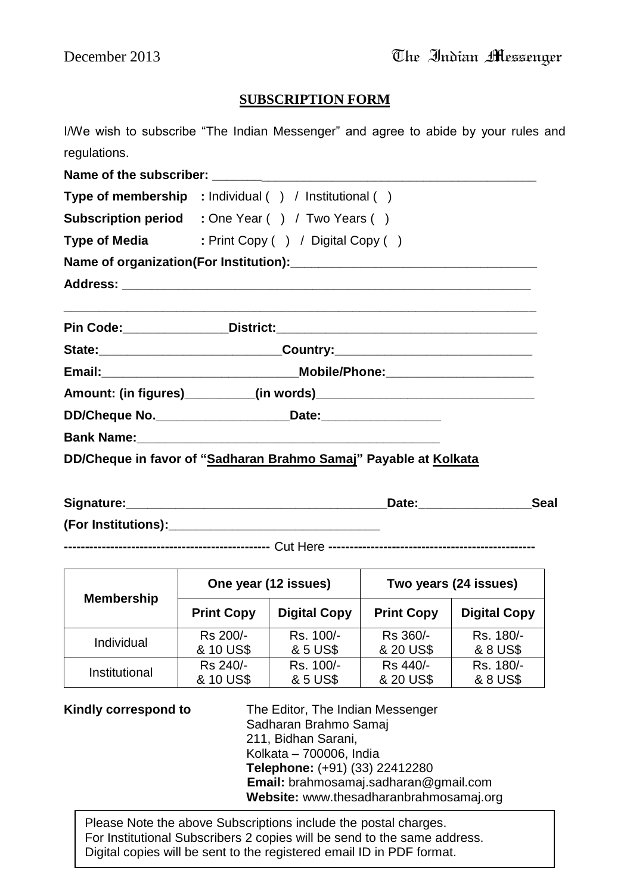## SUBSCRIPTION FORM

I/We wish to subscribe "The Indian Messenger" and agree to abide by your rules and regulations.

**Name of the subscriber:** ______________________________________________

**Type of membership** : Individual ( ) / Institutional ( )

**Subscription period** : One Year ( ) / Two Years ( )

**Type of Media** : Print Copy ( ) / Digital Copy ( )

**Name of organization(For Institution):**_____________________________________

**Address:** ____________________________________________________________

_______________________________________________________________________

**Pin Code:**_______________**District:**_______________________________________

**State:**__________________________**Country:**____________________________

**Email:**____________________________**Mobile/Phone:**_____________________

**Amount: (in figures)**__________**(in words)**________________________________

**DD/Cheque No.**___________________**Date:**_________________

**Bank Name:**_____________________________________________

**DD/Cheque in favor of "Sadharan Brahmo Samaj" Payable at Kolkata**

**Signature:**______________________________________**Date:**________________**Seal**

**(For Institutions):**______________________________

------------------------------------------------ Cut Here ------------------------------------------------

| Membership | One year (12 issues) | | Two years (24 issues) | |
|---|---|---|---|---|
| | **Print Copy** | **Digital Copy** | **Print Copy** | **Digital Copy** |
| Individual | Rs 200/- & 10 US$ | Rs. 100/- & 5 US$ | Rs 360/- & 20 US$ | Rs. 180/- & 8 US$ |
| Institutional | Rs 240/- & 10 US$ | Rs. 100/- & 5 US$ | Rs 440/- & 20 US$ | Rs. 180/- & 8 US$ |

**Kindly correspond to**

The Editor, The Indian Messenger
Sadharan Brahmo Samaj
211, Bidhan Sarani,
Kolkata – 700006, India
**Telephone:** (+91) (33) 22412280
**Email:** brahmosamaj.sadharan@gmail.com
**Website:** www.thesadharanbrahmosamaj.org

Please Note the above Subscriptions include the postal charges.
For Institutional Subscribers 2 copies will be send to the same address.
Digital copies will be sent to the registered email ID in PDF format.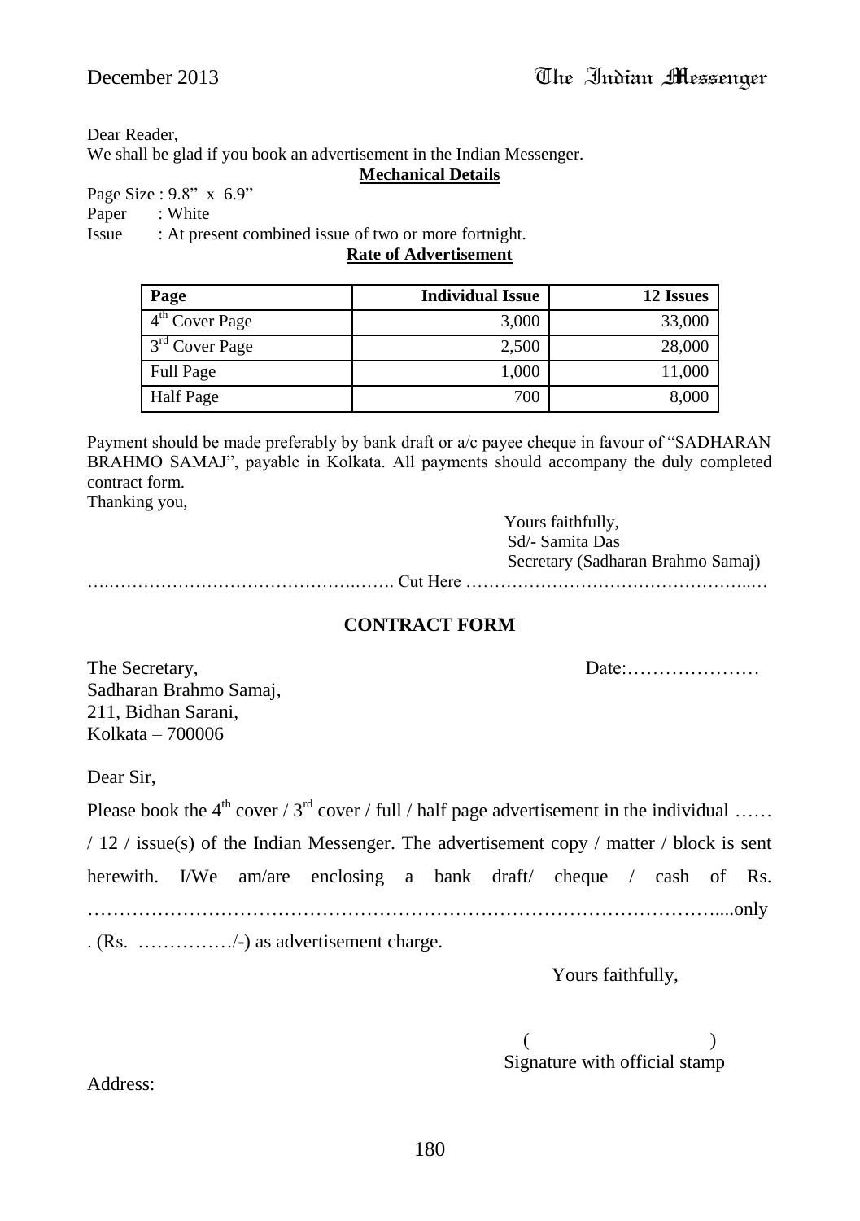Dear Reader,

We shall be glad if you book an advertisement in the Indian Messenger.

**Mechanical Details**

Page Size : 9.8" x 6.9"

Paper : White

Issue : At present combined issue of two or more fortnight.

**Rate of Advertisement**

| Page | Individual Issue | 12 Issues |
|---|---|---|
| 4th Cover Page | 3,000 | 33,000 |
| 3rd Cover Page | 2,500 | 28,000 |
| Full Page | 1,000 | 11,000 |
| Half Page | 700 | 8,000 |

Payment should be made preferably by bank draft or a/c payee cheque in favour of "SADHARAN BRAHMO SAMAJ", payable in Kolkata. All payments should accompany the duly completed contract form.

Thanking you,

Yours faithfully,
Sd/- Samita Das
Secretary (Sadharan Brahmo Samaj)

……………………………………….……. Cut Here …………………………………………..…

## CONTRACT FORM

The Secretary,
Sadharan Brahmo Samaj,
211, Bidhan Sarani,
Kolkata – 700006

Date:…………………

Dear Sir,

Please book the 4th cover / 3rd cover / full / half page advertisement in the individual …… / 12 / issue(s) of the Indian Messenger. The advertisement copy / matter / block is sent herewith. I/We am/are enclosing a bank draft/ cheque / cash of Rs. ……………………………………………………………………………………....only . (Rs. ……………/-) as advertisement charge.

Yours faithfully,

( )
Signature with official stamp

Address: